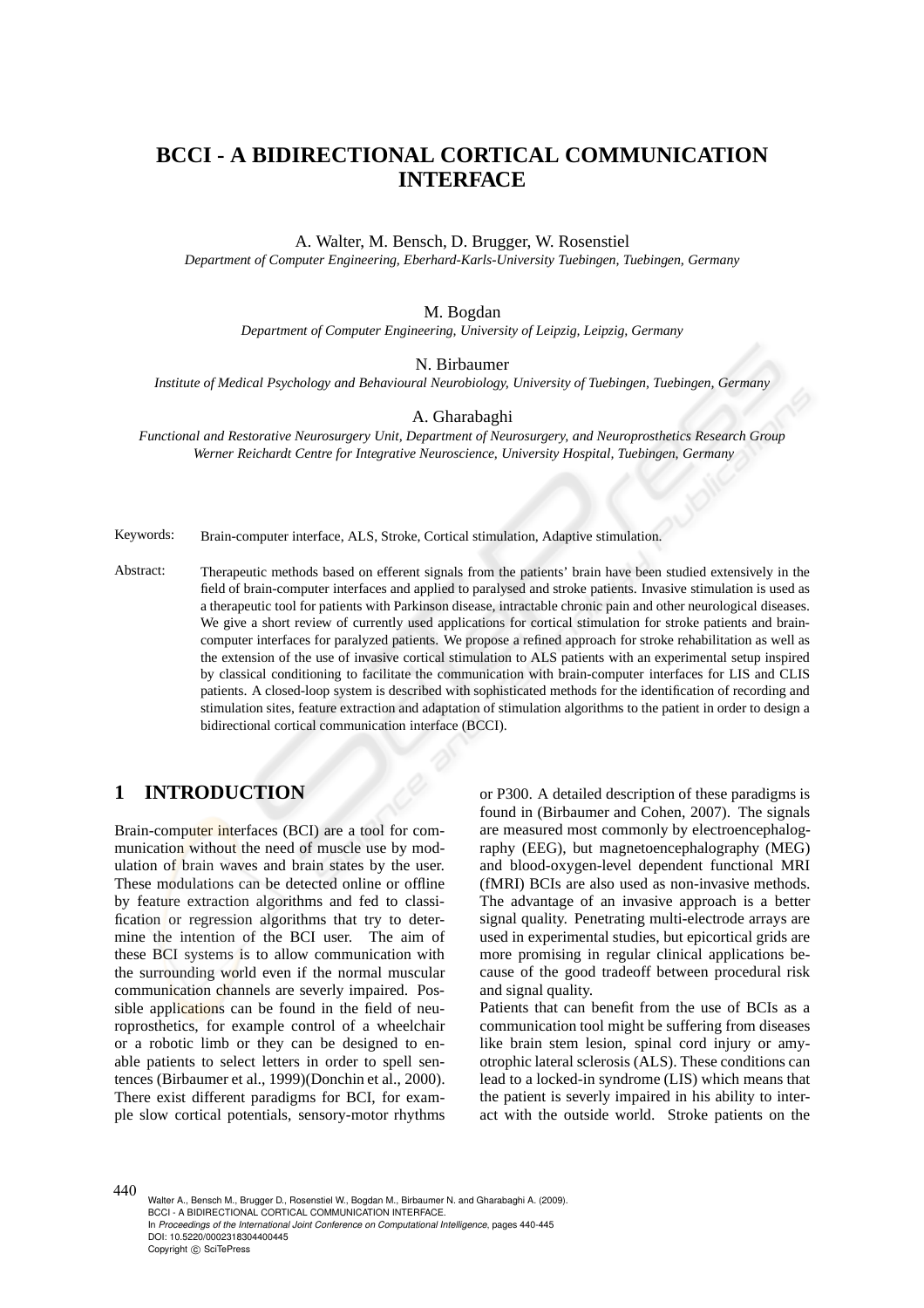# BCCI - A BIDIRECTIONAL CORTICAL COMMUNICATION INTERFACE

A. Walter, M. Bensch, D. Brugger, W. Rosenstiel
*Department of Computer Engineering, Eberhard-Karls-University Tuebingen, Tuebingen, Germany*

M. Bogdan
*Department of Computer Engineering, University of Leipzig, Leipzig, Germany*

N. Birbaumer
*Institute of Medical Psychology and Behavioural Neurobiology, University of Tuebingen, Tuebingen, Germany*

A. Gharabaghi
*Functional and Restorative Neurosurgery Unit, Department of Neurosurgery, and Neuroprosthetics Research Group Werner Reichardt Centre for Integrative Neuroscience, University Hospital, Tuebingen, Germany*

Keywords: Brain-computer interface, ALS, Stroke, Cortical stimulation, Adaptive stimulation.

Abstract: Therapeutic methods based on efferent signals from the patients' brain have been studied extensively in the field of brain-computer interfaces and applied to paralysed and stroke patients. Invasive stimulation is used as a therapeutic tool for patients with Parkinson disease, intractable chronic pain and other neurological diseases. We give a short review of currently used applications for cortical stimulation for stroke patients and brain-computer interfaces for paralyzed patients. We propose a refined approach for stroke rehabilitation as well as the extension of the use of invasive cortical stimulation to ALS patients with an experimental setup inspired by classical conditioning to facilitate the communication with brain-computer interfaces for LIS and CLIS patients. A closed-loop system is described with sophisticated methods for the identification of recording and stimulation sites, feature extraction and adaptation of stimulation algorithms to the patient in order to design a bidirectional cortical communication interface (BCCI).

## 1 INTRODUCTION

Brain-computer interfaces (BCI) are a tool for communication without the need of muscle use by modulation of brain waves and brain states by the user. These modulations can be detected online or offline by feature extraction algorithms and fed to classification or regression algorithms that try to determine the intention of the BCI user. The aim of these BCI systems is to allow communication with the surrounding world even if the normal muscular communication channels are severly impaired. Possible applications can be found in the field of neuroprosthetics, for example control of a wheelchair or a robotic limb or they can be designed to enable patients to select letters in order to spell sentences (Birbaumer et al., 1999)(Donchin et al., 2000). There exist different paradigms for BCI, for example slow cortical potentials, sensory-motor rhythms or P300. A detailed description of these paradigms is found in (Birbaumer and Cohen, 2007). The signals are measured most commonly by electroencephalography (EEG), but magnetoencephalography (MEG) and blood-oxygen-level dependent functional MRI (fMRI) BCIs are also used as non-invasive methods. The advantage of an invasive approach is a better signal quality. Penetrating multi-electrode arrays are used in experimental studies, but epicortical grids are more promising in regular clinical applications because of the good tradeoff between procedural risk and signal quality.

Patients that can benefit from the use of BCIs as a communication tool might be suffering from diseases like brain stem lesion, spinal cord injury or amyotrophic lateral sclerosis (ALS). These conditions can lead to a locked-in syndrome (LIS) which means that the patient is severly impaired in his ability to interact with the outside world. Stroke patients on the

Walter A., Bensch M., Brugger D., Rosenstiel W., Bogdan M., Birbaumer N. and Gharabaghi A. (2009).
BCCI - A BIDIRECTIONAL CORTICAL COMMUNICATION INTERFACE.
In *Proceedings of the International Joint Conference on Computational Intelligence*, pages 440-445
DOI: 10.5220/0002318304400445
Copyright © SciTePress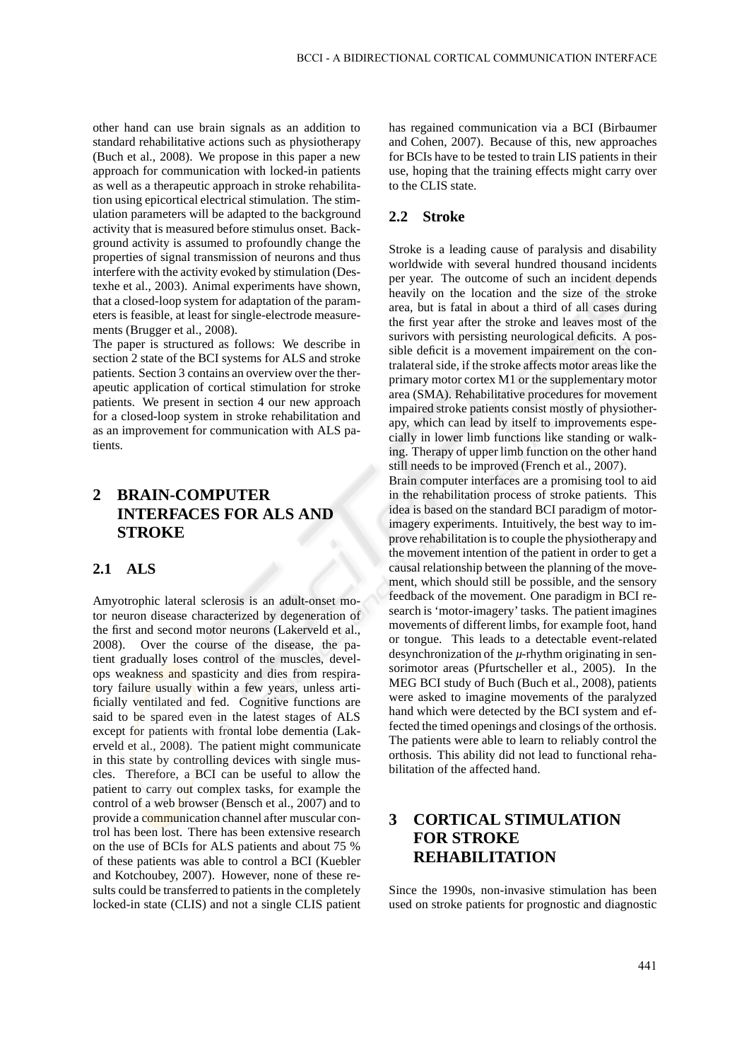other hand can use brain signals as an addition to standard rehabilitative actions such as physiotherapy (Buch et al., 2008). We propose in this paper a new approach for communication with locked-in patients as well as a therapeutic approach in stroke rehabilitation using epicortical electrical stimulation. The stimulation parameters will be adapted to the background activity that is measured before stimulus onset. Background activity is assumed to profoundly change the properties of signal transmission of neurons and thus interfere with the activity evoked by stimulation (Destexhe et al., 2003). Animal experiments have shown, that a closed-loop system for adaptation of the parameters is feasible, at least for single-electrode measurements (Brugger et al., 2008).

The paper is structured as follows: We describe in section 2 state of the BCI systems for ALS and stroke patients. Section 3 contains an overview over the therapeutic application of cortical stimulation for stroke patients. We present in section 4 our new approach for a closed-loop system in stroke rehabilitation and as an improvement for communication with ALS patients.

# 2 BRAIN-COMPUTER INTERFACES FOR ALS AND STROKE

## 2.1 ALS

Amyotrophic lateral sclerosis is an adult-onset motor neuron disease characterized by degeneration of the first and second motor neurons (Lakerveld et al., 2008). Over the course of the disease, the patient gradually loses control of the muscles, develops weakness and spasticity and dies from respiratory failure usually within a few years, unless artificially ventilated and fed. Cognitive functions are said to be spared even in the latest stages of ALS except for patients with frontal lobe dementia (Lakerveld et al., 2008). The patient might communicate in this state by controlling devices with single muscles. Therefore, a BCI can be useful to allow the patient to carry out complex tasks, for example the control of a web browser (Bensch et al., 2007) and to provide a communication channel after muscular control has been lost. There has been extensive research on the use of BCIs for ALS patients and about 75 % of these patients was able to control a BCI (Kuebler and Kotchoubey, 2007). However, none of these results could be transferred to patients in the completely locked-in state (CLIS) and not a single CLIS patient has regained communication via a BCI (Birbaumer and Cohen, 2007). Because of this, new approaches for BCIs have to be tested to train LIS patients in their use, hoping that the training effects might carry over to the CLIS state.

## 2.2 Stroke

Stroke is a leading cause of paralysis and disability worldwide with several hundred thousand incidents per year. The outcome of such an incident depends heavily on the location and the size of the stroke area, but is fatal in about a third of all cases during the first year after the stroke and leaves most of the surivors with persisting neurological deficits. A possible deficit is a movement impairement on the contralateral side, if the stroke affects motor areas like the primary motor cortex M1 or the supplementary motor area (SMA). Rehabilitative procedures for movement impaired stroke patients consist mostly of physiotherapy, which can lead by itself to improvements especially in lower limb functions like standing or walking. Therapy of upper limb function on the other hand still needs to be improved (French et al., 2007).

Brain computer interfaces are a promising tool to aid in the rehabilitation process of stroke patients. This idea is based on the standard BCI paradigm of motor-imagery experiments. Intuitively, the best way to improve rehabilitation is to couple the physiotherapy and the movement intention of the patient in order to get a causal relationship between the planning of the movement, which should still be possible, and the sensory feedback of the movement. One paradigm in BCI research is 'motor-imagery' tasks. The patient imagines movements of different limbs, for example foot, hand or tongue. This leads to a detectable event-related desynchronization of the $\mu$-rhythm originating in sensorimotor areas (Pfurtscheller et al., 2005). In the MEG BCI study of Buch (Buch et al., 2008), patients were asked to imagine movements of the paralyzed hand which were detected by the BCI system and effected the timed openings and closings of the orthosis. The patients were able to learn to reliably control the orthosis. This ability did not lead to functional rehabilitation of the affected hand.

# 3 CORTICAL STIMULATION FOR STROKE REHABILITATION

Since the 1990s, non-invasive stimulation has been used on stroke patients for prognostic and diagnostic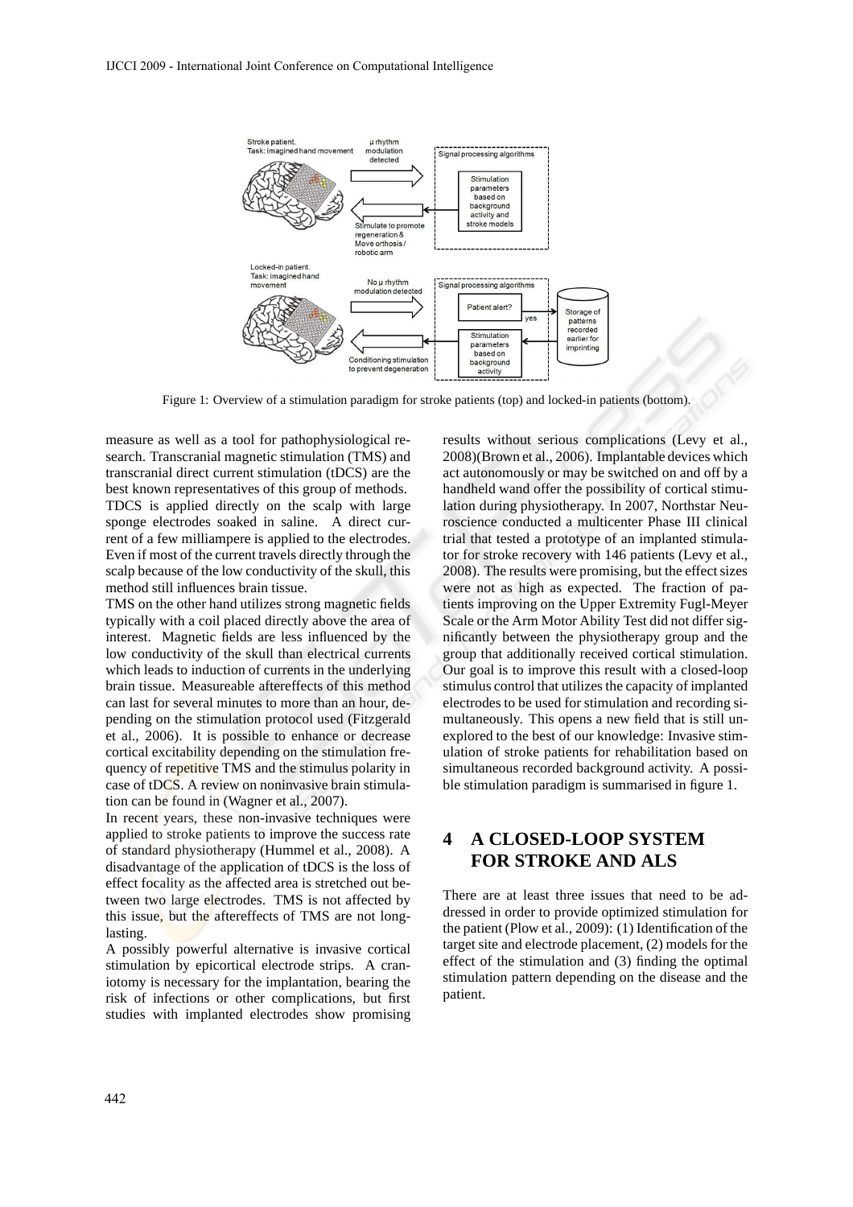Figure 1: Overview of a stimulation paradigm for stroke patients (top) and locked-in patients (bottom).

measure as well as a tool for pathophysiological research. Transcranial magnetic stimulation (TMS) and transcranial direct current stimulation (tDCS) are the best known representatives of this group of methods.

TDCS is applied directly on the scalp with large sponge electrodes soaked in saline. A direct current of a few milliampere is applied to the electrodes. Even if most of the current travels directly through the scalp because of the low conductivity of the skull, this method still influences brain tissue.

TMS on the other hand utilizes strong magnetic fields typically with a coil placed directly above the area of interest. Magnetic fields are less influenced by the low conductivity of the skull than electrical currents which leads to induction of currents in the underlying brain tissue. Measureable aftereffects of this method can last for several minutes to more than an hour, depending on the stimulation protocol used (Fitzgerald et al., 2006). It is possible to enhance or decrease cortical excitability depending on the stimulation frequency of repetitive TMS and the stimulus polarity in case of tDCS. A review on noninvasive brain stimulation can be found in (Wagner et al., 2007).

In recent years, these non-invasive techniques were applied to stroke patients to improve the success rate of standard physiotherapy (Hummel et al., 2008). A disadvantage of the application of tDCS is the loss of effect focality as the affected area is stretched out between two large electrodes. TMS is not affected by this issue, but the aftereffects of TMS are not long-lasting.

A possibly powerful alternative is invasive cortical stimulation by epicortical electrode strips. A craniotomy is necessary for the implantation, bearing the risk of infections or other complications, but first studies with implanted electrodes show promising results without serious complications (Levy et al., 2008)(Brown et al., 2006). Implantable devices which act autonomously or may be switched on and off by a handheld wand offer the possibility of cortical stimulation during physiotherapy. In 2007, Northstar Neuroscience conducted a multicenter Phase III clinical trial that tested a prototype of an implanted stimulator for stroke recovery with 146 patients (Levy et al., 2008). The results were promising, but the effect sizes were not as high as expected. The fraction of patients improving on the Upper Extremity Fugl-Meyer Scale or the Arm Motor Ability Test did not differ significantly between the physiotherapy group and the group that additionally received cortical stimulation. Our goal is to improve this result with a closed-loop stimulus control that utilizes the capacity of implanted electrodes to be used for stimulation and recording simultaneously. This opens a new field that is still unexplored to the best of our knowledge: Invasive stimulation of stroke patients for rehabilitation based on simultaneous recorded background activity. A possible stimulation paradigm is summarised in figure 1.

## 4 A CLOSED-LOOP SYSTEM FOR STROKE AND ALS

There are at least three issues that need to be addressed in order to provide optimized stimulation for the patient (Plow et al., 2009): (1) Identification of the target site and electrode placement, (2) models for the effect of the stimulation and (3) finding the optimal stimulation pattern depending on the disease and the patient.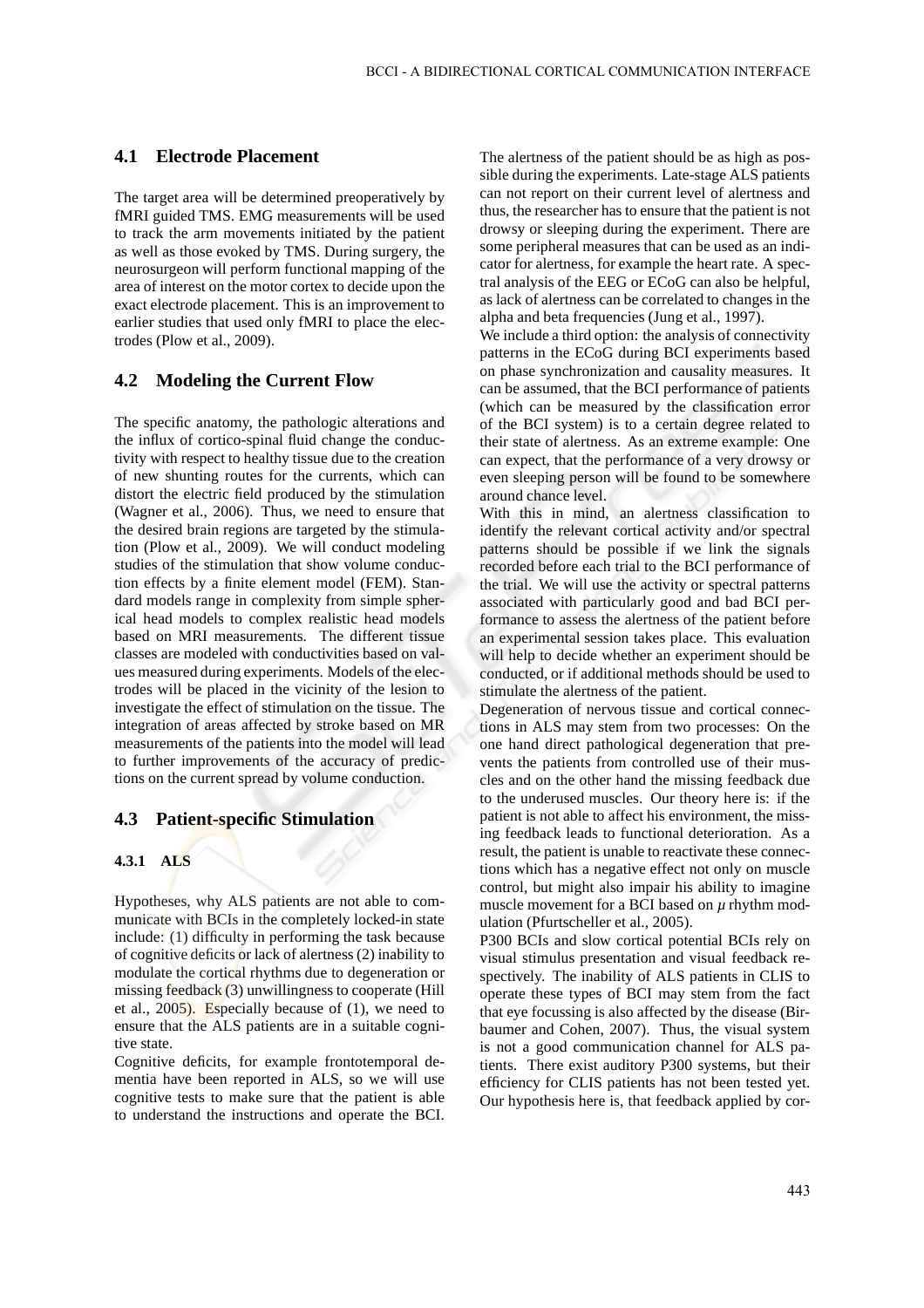## 4.1 Electrode Placement

The target area will be determined preoperatively by fMRI guided TMS. EMG measurements will be used to track the arm movements initiated by the patient as well as those evoked by TMS. During surgery, the neurosurgeon will perform functional mapping of the area of interest on the motor cortex to decide upon the exact electrode placement. This is an improvement to earlier studies that used only fMRI to place the electrodes (Plow et al., 2009).

## 4.2 Modeling the Current Flow

The specific anatomy, the pathologic alterations and the influx of cortico-spinal fluid change the conductivity with respect to healthy tissue due to the creation of new shunting routes for the currents, which can distort the electric field produced by the stimulation (Wagner et al., 2006). Thus, we need to ensure that the desired brain regions are targeted by the stimulation (Plow et al., 2009). We will conduct modeling studies of the stimulation that show volume conduction effects by a finite element model (FEM). Standard models range in complexity from simple spherical head models to complex realistic head models based on MRI measurements. The different tissue classes are modeled with conductivities based on values measured during experiments. Models of the electrodes will be placed in the vicinity of the lesion to investigate the effect of stimulation on the tissue. The integration of areas affected by stroke based on MR measurements of the patients into the model will lead to further improvements of the accuracy of predictions on the current spread by volume conduction.

## 4.3 Patient-specific Stimulation

### 4.3.1 ALS

Hypotheses, why ALS patients are not able to communicate with BCIs in the completely locked-in state include: (1) difficulty in performing the task because of cognitive deficits or lack of alertness (2) inability to modulate the cortical rhythms due to degeneration or missing feedback (3) unwillingness to cooperate (Hill et al., 2005). Especially because of (1), we need to ensure that the ALS patients are in a suitable cognitive state.

Cognitive deficits, for example frontotemporal dementia have been reported in ALS, so we will use cognitive tests to make sure that the patient is able to understand the instructions and operate the BCI. The alertness of the patient should be as high as possible during the experiments. Late-stage ALS patients can not report on their current level of alertness and thus, the researcher has to ensure that the patient is not drowsy or sleeping during the experiment. There are some peripheral measures that can be used as an indicator for alertness, for example the heart rate. A spectral analysis of the EEG or ECoG can also be helpful, as lack of alertness can be correlated to changes in the alpha and beta frequencies (Jung et al., 1997).

We include a third option: the analysis of connectivity patterns in the ECoG during BCI experiments based on phase synchronization and causality measures. It can be assumed, that the BCI performance of patients (which can be measured by the classification error of the BCI system) is to a certain degree related to their state of alertness. As an extreme example: One can expect, that the performance of a very drowsy or even sleeping person will be found to be somewhere around chance level.

With this in mind, an alertness classification to identify the relevant cortical activity and/or spectral patterns should be possible if we link the signals recorded before each trial to the BCI performance of the trial. We will use the activity or spectral patterns associated with particularly good and bad BCI performance to assess the alertness of the patient before an experimental session takes place. This evaluation will help to decide whether an experiment should be conducted, or if additional methods should be used to stimulate the alertness of the patient.

Degeneration of nervous tissue and cortical connections in ALS may stem from two processes: On the one hand direct pathological degeneration that prevents the patients from controlled use of their muscles and on the other hand the missing feedback due to the underused muscles. Our theory here is: if the patient is not able to affect his environment, the missing feedback leads to functional deterioration. As a result, the patient is unable to reactivate these connections which has a negative effect not only on muscle control, but might also impair his ability to imagine muscle movement for a BCI based on $\mu$ rhythm modulation (Pfurtscheller et al., 2005).

P300 BCIs and slow cortical potential BCIs rely on visual stimulus presentation and visual feedback respectively. The inability of ALS patients in CLIS to operate these types of BCI may stem from the fact that eye focussing is also affected by the disease (Birbaumer and Cohen, 2007). Thus, the visual system is not a good communication channel for ALS patients. There exist auditory P300 systems, but their efficiency for CLIS patients has not been tested yet. Our hypothesis here is, that feedback applied by cor-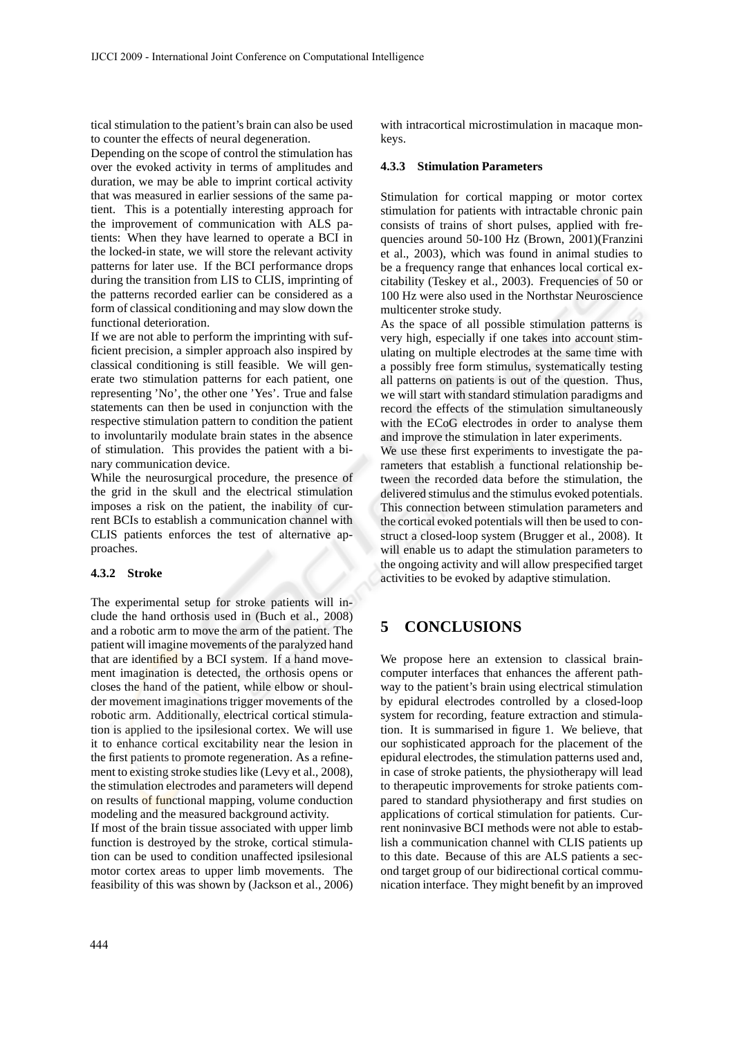tical stimulation to the patient's brain can also be used to counter the effects of neural degeneration.

Depending on the scope of control the stimulation has over the evoked activity in terms of amplitudes and duration, we may be able to imprint cortical activity that was measured in earlier sessions of the same patient. This is a potentially interesting approach for the improvement of communication with ALS patients: When they have learned to operate a BCI in the locked-in state, we will store the relevant activity patterns for later use. If the BCI performance drops during the transition from LIS to CLIS, imprinting of the patterns recorded earlier can be considered as a form of classical conditioning and may slow down the functional deterioration.

If we are not able to perform the imprinting with sufficient precision, a simpler approach also inspired by classical conditioning is still feasible. We will generate two stimulation patterns for each patient, one representing 'No', the other one 'Yes'. True and false statements can then be used in conjunction with the respective stimulation pattern to condition the patient to involuntarily modulate brain states in the absence of stimulation. This provides the patient with a binary communication device.

While the neurosurgical procedure, the presence of the grid in the skull and the electrical stimulation imposes a risk on the patient, the inability of current BCIs to establish a communication channel with CLIS patients enforces the test of alternative approaches.

#### 4.3.2 Stroke

The experimental setup for stroke patients will include the hand orthosis used in (Buch et al., 2008) and a robotic arm to move the arm of the patient. The patient will imagine movements of the paralyzed hand that are identified by a BCI system. If a hand movement imagination is detected, the orthosis opens or closes the hand of the patient, while elbow or shoulder movement imaginations trigger movements of the robotic arm. Additionally, electrical cortical stimulation is applied to the ipsilesional cortex. We will use it to enhance cortical excitability near the lesion in the first patients to promote regeneration. As a refinement to existing stroke studies like (Levy et al., 2008), the stimulation electrodes and parameters will depend on results of functional mapping, volume conduction modeling and the measured background activity.

If most of the brain tissue associated with upper limb function is destroyed by the stroke, cortical stimulation can be used to condition unaffected ipsilesional motor cortex areas to upper limb movements. The feasibility of this was shown by (Jackson et al., 2006) with intracortical microstimulation in macaque monkeys.

#### 4.3.3 Stimulation Parameters

Stimulation for cortical mapping or motor cortex stimulation for patients with intractable chronic pain consists of trains of short pulses, applied with frequencies around 50-100 Hz (Brown, 2001)(Franzini et al., 2003), which was found in animal studies to be a frequency range that enhances local cortical excitability (Teskey et al., 2003). Frequencies of 50 or 100 Hz were also used in the Northstar Neuroscience multicenter stroke study.

As the space of all possible stimulation patterns is very high, especially if one takes into account stimulating on multiple electrodes at the same time with a possibly free form stimulus, systematically testing all patterns on patients is out of the question. Thus, we will start with standard stimulation paradigms and record the effects of the stimulation simultaneously with the ECoG electrodes in order to analyse them and improve the stimulation in later experiments.

We use these first experiments to investigate the parameters that establish a functional relationship between the recorded data before the stimulation, the delivered stimulus and the stimulus evoked potentials. This connection between stimulation parameters and the cortical evoked potentials will then be used to construct a closed-loop system (Brugger et al., 2008). It will enable us to adapt the stimulation parameters to the ongoing activity and will allow prespecified target activities to be evoked by adaptive stimulation.

## 5 CONCLUSIONS

We propose here an extension to classical brain-computer interfaces that enhances the afferent pathway to the patient's brain using electrical stimulation by epidural electrodes controlled by a closed-loop system for recording, feature extraction and stimulation. It is summarised in figure 1. We believe, that our sophisticated approach for the placement of the epidural electrodes, the stimulation patterns used and, in case of stroke patients, the physiotherapy will lead to therapeutic improvements for stroke patients compared to standard physiotherapy and first studies on applications of cortical stimulation for patients. Current noninvasive BCI methods were not able to establish a communication channel with CLIS patients up to this date. Because of this are ALS patients a second target group of our bidirectional cortical communication interface. They might benefit by an improved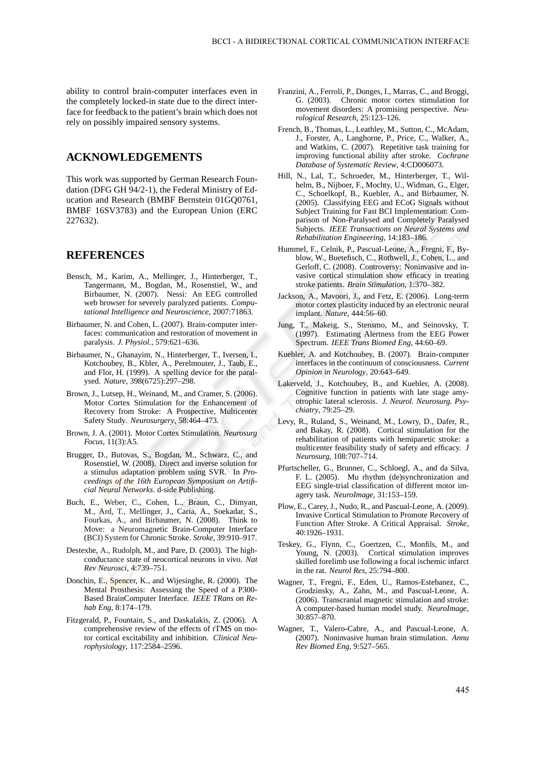ability to control brain-computer interfaces even in the completely locked-in state due to the direct interface for feedback to the patient's brain which does not rely on possibly impaired sensory systems.

## ACKNOWLEDGEMENTS

This work was supported by German Research Foundation (DFG GH 94/2-1), the Federal Ministry of Education and Research (BMBF Bernstein 01GQ0761, BMBF 16SV3783) and the European Union (ERC 227632).

## REFERENCES

Bensch, M., Karim, A., Mellinger, J., Hinterberger, T., Tangermann, M., Bogdan, M., Rosenstiel, W., and Birbaumer, N. (2007). Nessi: An EEG controlled web browser for severely paralyzed patients. *Computational Intelligence and Neuroscience*, 2007:71863.

Birbaumer, N. and Cohen, L. (2007). Brain-computer interfaces: communication and restoration of movement in paralysis. *J. Physiol.*, 579:621–636.

Birbaumer, N., Ghanayim, N., Hinterberger, T., Iversen, I., Kotchoubey, B., Kbler, A., Perelmouter, J., Taub, E., and Flor, H. (1999). A spelling device for the paralysed. *Nature*, 398(6725):297–298.

Brown, J., Lutsep, H., Weinand, M., and Cramer, S. (2006). Motor Cortex Stimulation for the Enhancement of Recovery from Stroke: A Prospective, Multicenter Safety Study. *Neurosurgery*, 58:464–473.

Brown, J. A. (2001). Motor Cortex Stimulation. *Neurosurg Focus*, 11(3):A5.

Brugger, D., Butovas, S., Bogdan, M., Schwarz, C., and Rosenstiel, W. (2008). Direct and inverse solution for a stimulus adaptation problem using SVR. In *Proceedings of the 16th European Symposium on Artificial Neural Networks*. d-side Publishing.

Buch, E., Weber, C., Cohen, L., Braun, C., Dimyan, M., Ard, T., Mellinger, J., Caria, A., Soekadar, S., Fourkas, A., and Birbaumer, N. (2008). Think to Move: a Neuromagnetic Brain-Computer Interface (BCI) System for Chronic Stroke. *Stroke*, 39:910–917.

Destexhe, A., Rudolph, M., and Pare, D. (2003). The high-conductance state of neocortical neurons in vivo. *Nat Rev Neurosci*, 4:739–751.

Donchin, E., Spencer, K., and Wijesinghe, R. (2000). The Mental Prosthesis: Assessing the Speed of a P300-Based BrainComputer Interface. *IEEE TRans on Rehab Eng*, 8:174–179.

Fitzgerald, P., Fountain, S., and Daskalakis, Z. (2006). A comprehensive review of the effects of rTMS on motor cortical excitability and inhibition. *Clinical Neurophysiology*, 117:2584–2596.

Franzini, A., Ferroli, P., Donges, I., Marras, C., and Broggi, G. (2003). Chronic motor cortex stimulation for movement disorders: A promising perspective. *Neurological Research*, 25:123–126.

French, B., Thomas, L., Leathley, M., Sutton, C., McAdam, J., Forster, A., Langhorne, P., Price, C., Walker, A., and Watkins, C. (2007). Repetitive task training for improving functional ability after stroke. *Cochrane Database of Systematic Review*, 4:CD006073.

Hill, N., Lal, T., Schroeder, M., Hinterberger, T., Wilhelm, B., Nijboer, F., Mochty, U., Widman, G., Elger, C., Schoelkopf, B., Kuebler, A., and Birbaumer, N. (2005). Classifying EEG and ECoG Signals without Subject Training for Fast BCI Implementation: Comparison of Non-Paralysed and Completely Paralysed Subjects. *IEEE Transactions on Neural Systems and Rehabilitation Engineering*, 14:183–186.

Hummel, F., Celnik, P., Pascual-Leone, A., Fregni, F., Byblow, W., Buetefisch, C., Rothwell, J., Cohen, L., and Gerloff, C. (2008). Controversy: Noninvasive and invasive cortical stimulation show efficacy in treating stroke patients. *Brain Stimulation*, 1:370–382.

Jackson, A., Mavoori, J., and Fetz, E. (2006). Long-term motor cortex plasticity induced by an electronic neural implant. *Nature*, 444:56–60.

Jung, T., Makeig, S., Stensmo, M., and Seinovsky, T. (1997). Estimating Alertness from the EEG Power Spectrum. *IEEE Trans Biomed Eng*, 44:60–69.

Kuebler, A. and Kotchoubey, B. (2007). Brain-computer interfaces in the continuum of consciousness. *Current Opinion in Neurology*, 20:643–649.

Lakerveld, J., Kotchoubey, B., and Kuebler, A. (2008). Cognitive function in patients with late stage amyotrophic lateral sclerosis. *J. Neurol. Neurosurg. Psychiatry*, 79:25–29.

Levy, R., Ruland, S., Weinand, M., Lowry, D., Dafer, R., and Bakay, R. (2008). Cortical stimulation for the rehabilitation of patients with hemiparetic stroke: a multicenter feasibility study of safety and efficacy. *J Neurosurg*, 108:707–714.

Pfurtscheller, G., Brunner, C., Schloegl, A., and da Silva, F. L. (2005). Mu rhythm (de)synchronization and EEG single-trial classification of different motor imagery task. *NeuroImage*, 31:153–159.

Plow, E., Carey, J., Nudo, R., and Pascual-Leone, A. (2009). Invasive Cortical Stimulation to Promote Recovery of Function After Stroke. A Critical Appraisal. *Stroke*, 40:1926–1931.

Teskey, G., Flynn, C., Goertzen, C., Monfils, M., and Young, N. (2003). Cortical stimulation improves skilled forelimb use following a focal ischemic infarct in the rat. *Neurol Res*, 25:794–800.

Wagner, T., Fregni, F., Eden, U., Ramos-Estebanez, C., Grodzinsky, A., Zahn, M., and Pascual-Leone, A. (2006). Transcranial magnetic stimulation and stroke: A computer-based human model study. *NeuroImage*, 30:857–870.

Wagner, T., Valero-Cabre, A., and Pascual-Leone, A. (2007). Noninvasive human brain stimulation. *Annu Rev Biomed Eng*, 9:527–565.